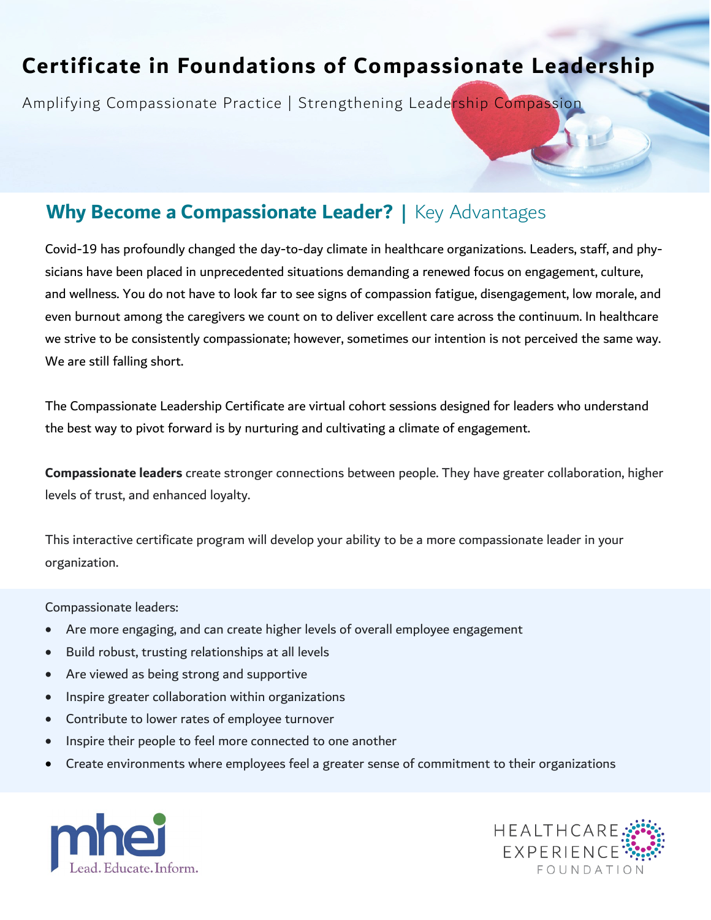# Certificate in Foundations of Compassionate Leadership

Amplifying Compassionate Practice | Strengthening Leadership Compassion

## Why Become a Compassionate Leader? | Key Advantages

Covid-19 has profoundly changed the day-to-day climate in healthcare organizations. Leaders, staff, and physicians have been placed in unprecedented situations demanding a renewed focus on engagement, culture, and wellness. You do not have to look far to see signs of compassion fatigue, disengagement, low morale, and even burnout among the caregivers we count on to deliver excellent care across the continuum. In healthcare we strive to be consistently compassionate; however, sometimes our intention is not perceived the same way. We are still falling short.

The Compassionate Leadership Certificate are virtual cohort sessions designed for leaders who understand the best way to pivot forward is by nurturing and cultivating a climate of engagement.

**Compassionate leaders** create stronger connections between people. They have greater collaboration, higher levels of trust, and enhanced loyalty.

This interactive certificate program will develop your ability to be a more compassionate leader in your organization.

Compassionate leaders:

- Are more engaging, and can create higher levels of overall employee engagement
- Build robust, trusting relationships at all levels
- Are viewed as being strong and supportive
- Inspire greater collaboration within organizations
- Contribute to lower rates of employee turnover
- Inspire their people to feel more connected to one another
- Create environments where employees feel a greater sense of commitment to their organizations

mhei Lead. Educate. Inform.

HEALTHCARE EXPERIENCE FOUNDATION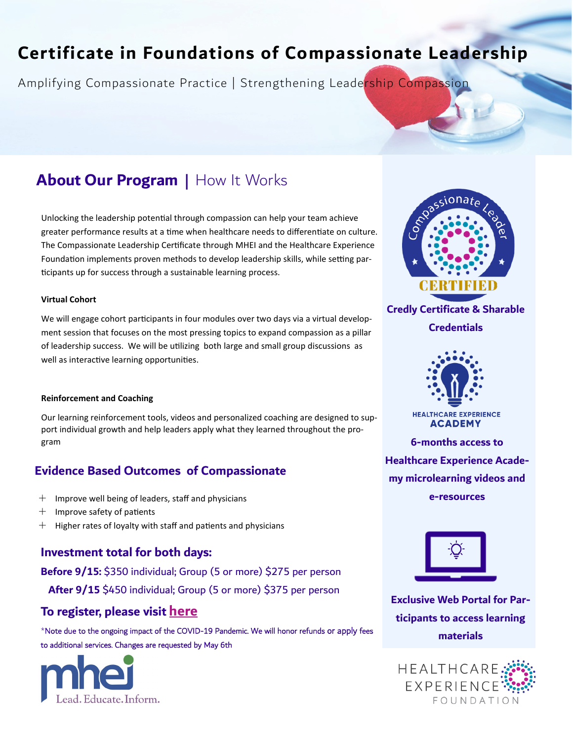# Certificate in Foundations of Compassionate Leadership

Amplifying Compassionate Practice | Strengthening Leadership Compassion

## About Our Program | How It Works

Unlocking the leadership potential through compassion can help your team achieve greater performance results at a time when healthcare needs to differentiate on culture. The Compassionate Leadership Certificate through MHEI and the Healthcare Experience Foundation implements proven methods to develop leadership skills, while setting participants up for success through a sustainable learning process.

**Virtual Cohort**

We will engage cohort participants in four modules over two days via a virtual development session that focuses on the most pressing topics to expand compassion as a pillar of leadership success. We will be utilizing both large and small group discussions as well as interactive learning opportunities.

**Reinforcement and Coaching**

Our learning reinforcement tools, videos and personalized coaching are designed to support individual growth and help leaders apply what they learned throughout the program

## Evidence Based Outcomes of Compassionate

- Improve well being of leaders, staff and physicians
- Improve safety of patients
- Higher rates of loyalty with staff and patients and physicians

### Investment total for both days:

**Before 9/15:** $350 individual; Group (5 or more) $275 per person

**After 9/15** $450 individual; Group (5 or more) $375 per person

### To register, please visit here

*Note due to the ongoing impact of the COVID-19 Pandemic. We will honor refunds or apply fees to additional services. Changes are requested by May 6th

mhei Lead. Educate. Inform.

Compassionate Leader CERTIFIED

**Credly Certificate & Sharable Credentials**

HEALTHCARE EXPERIENCE ACADEMY

**6-months access to Healthcare Experience Academy microlearning videos and e-resources**

**Exclusive Web Portal for Participants to access learning materials**

HEALTHCARE EXPERIENCE FOUNDATION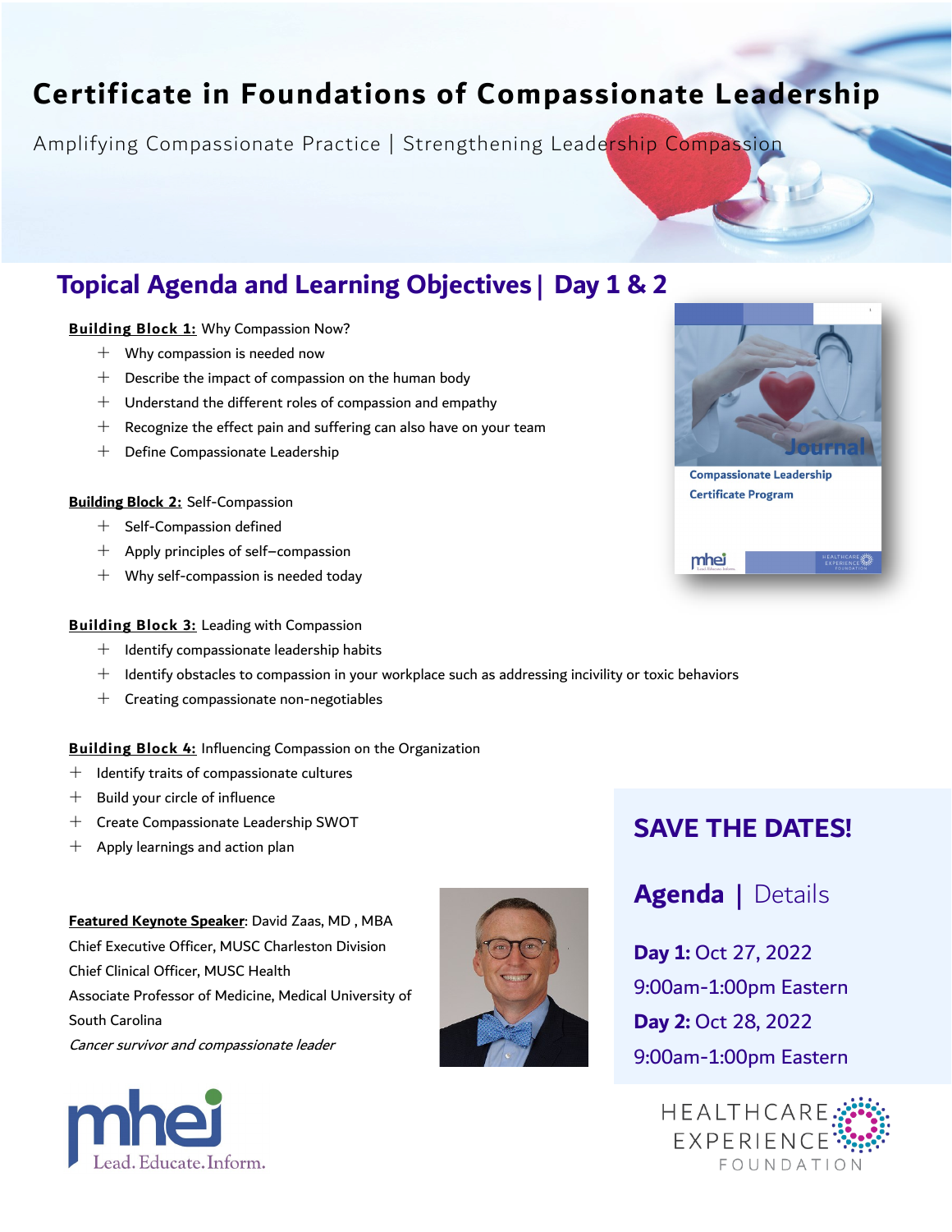# Certificate in Foundations of Compassionate Leadership

Amplifying Compassionate Practice | Strengthening Leadership Compassion

## Topical Agenda and Learning Objectives | Day 1 & 2

**Building Block 1:** Why Compassion Now?

- Why compassion is needed now
- Describe the impact of compassion on the human body
- Understand the different roles of compassion and empathy
- Recognize the effect pain and suffering can also have on your team
- Define Compassionate Leadership

**Building Block 2:** Self-Compassion

- Self-Compassion defined
- Apply principles of self–compassion
- Why self-compassion is needed today

**Building Block 3:** Leading with Compassion

- Identify compassionate leadership habits
- Identify obstacles to compassion in your workplace such as addressing incivility or toxic behaviors
- Creating compassionate non-negotiables

**Building Block 4:** Influencing Compassion on the Organization

- Identify traits of compassionate cultures
- Build your circle of influence
- Create Compassionate Leadership SWOT
- Apply learnings and action plan

Journal

Compassionate Leadership Certificate Program

**Featured Keynote Speaker**: David Zaas, MD , MBA
Chief Executive Officer, MUSC Charleston Division
Chief Clinical Officer, MUSC Health
Associate Professor of Medicine, Medical University of South Carolina
*Cancer survivor and compassionate leader*

## SAVE THE DATES!

### Agenda | Details

**Day 1:** Oct 27, 2022
9:00am-1:00pm Eastern

**Day 2:** Oct 28, 2022
9:00am-1:00pm Eastern

mhei Lead. Educate. Inform.

HEALTHCARE EXPERIENCE FOUNDATION